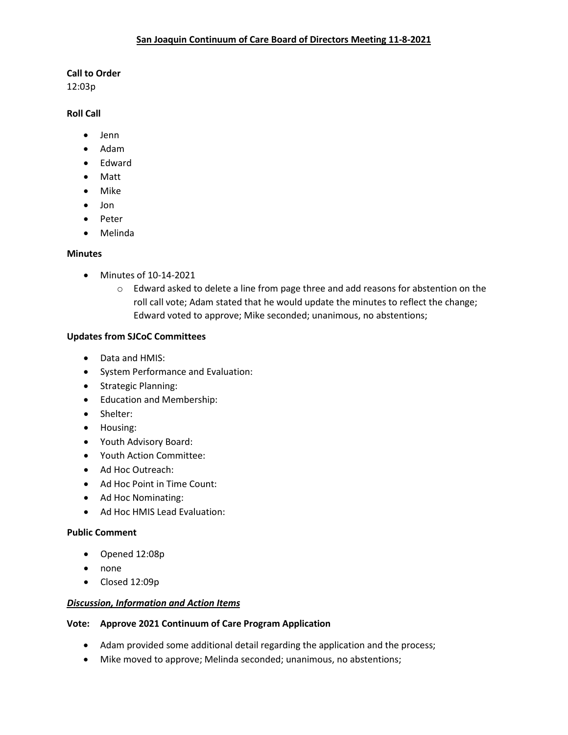# San Joaquin Continuum of Care Board of Directors Meeting 11-8-2021

**Call to Order**

12:03p

**Roll Call**

- Jenn
- Adam
- Edward
- Matt
- Mike
- Jon
- Peter
- Melinda

**Minutes**

- Minutes of 10-14-2021
  - Edward asked to delete a line from page three and add reasons for abstention on the roll call vote; Adam stated that he would update the minutes to reflect the change; Edward voted to approve; Mike seconded; unanimous, no abstentions;

**Updates from SJCoC Committees**

- Data and HMIS:
- System Performance and Evaluation:
- Strategic Planning:
- Education and Membership:
- Shelter:
- Housing:
- Youth Advisory Board:
- Youth Action Committee:
- Ad Hoc Outreach:
- Ad Hoc Point in Time Count:
- Ad Hoc Nominating:
- Ad Hoc HMIS Lead Evaluation:

**Public Comment**

- Opened 12:08p
- none
- Closed 12:09p

***Discussion, Information and Action Items***

**Vote: Approve 2021 Continuum of Care Program Application**

- Adam provided some additional detail regarding the application and the process;
- Mike moved to approve; Melinda seconded; unanimous, no abstentions;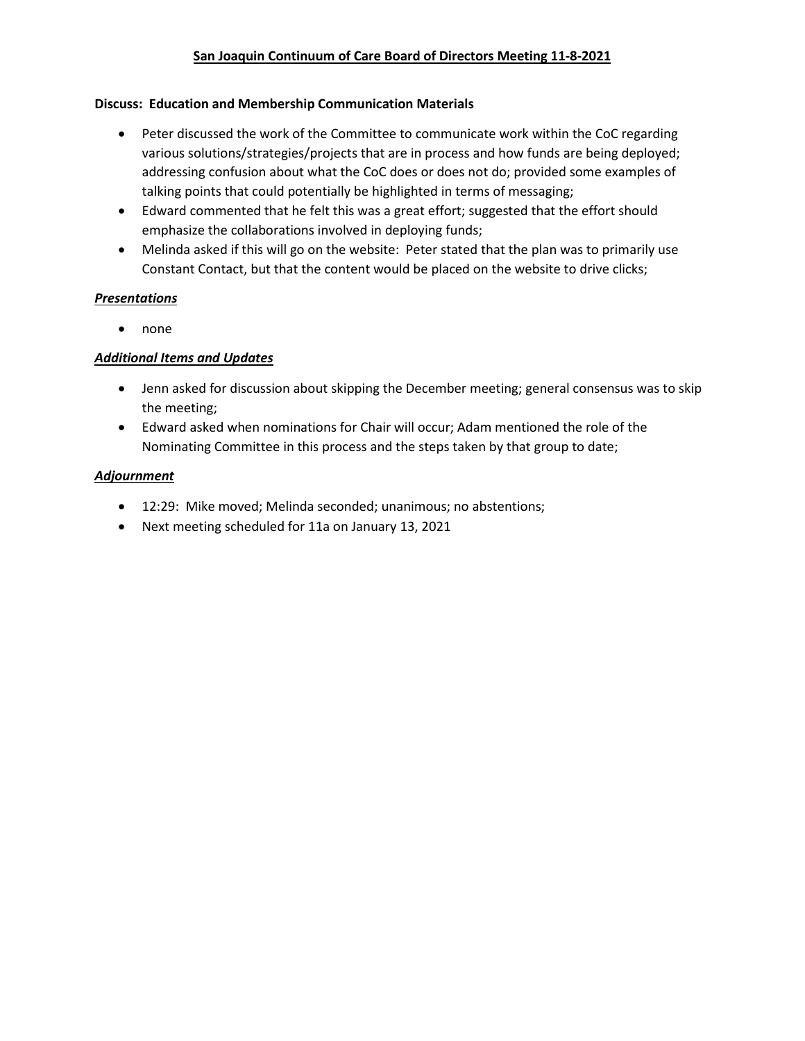**San Joaquin Continuum of Care Board of Directors Meeting 11-8-2021**

**Discuss: Education and Membership Communication Materials**

- Peter discussed the work of the Committee to communicate work within the CoC regarding various solutions/strategies/projects that are in process and how funds are being deployed; addressing confusion about what the CoC does or does not do; provided some examples of talking points that could potentially be highlighted in terms of messaging;
- Edward commented that he felt this was a great effort; suggested that the effort should emphasize the collaborations involved in deploying funds;
- Melinda asked if this will go on the website: Peter stated that the plan was to primarily use Constant Contact, but that the content would be placed on the website to drive clicks;

***Presentations***

- none

***Additional Items and Updates***

- Jenn asked for discussion about skipping the December meeting; general consensus was to skip the meeting;
- Edward asked when nominations for Chair will occur; Adam mentioned the role of the Nominating Committee in this process and the steps taken by that group to date;

***Adjournment***

- 12:29: Mike moved; Melinda seconded; unanimous; no abstentions;
- Next meeting scheduled for 11a on January 13, 2021